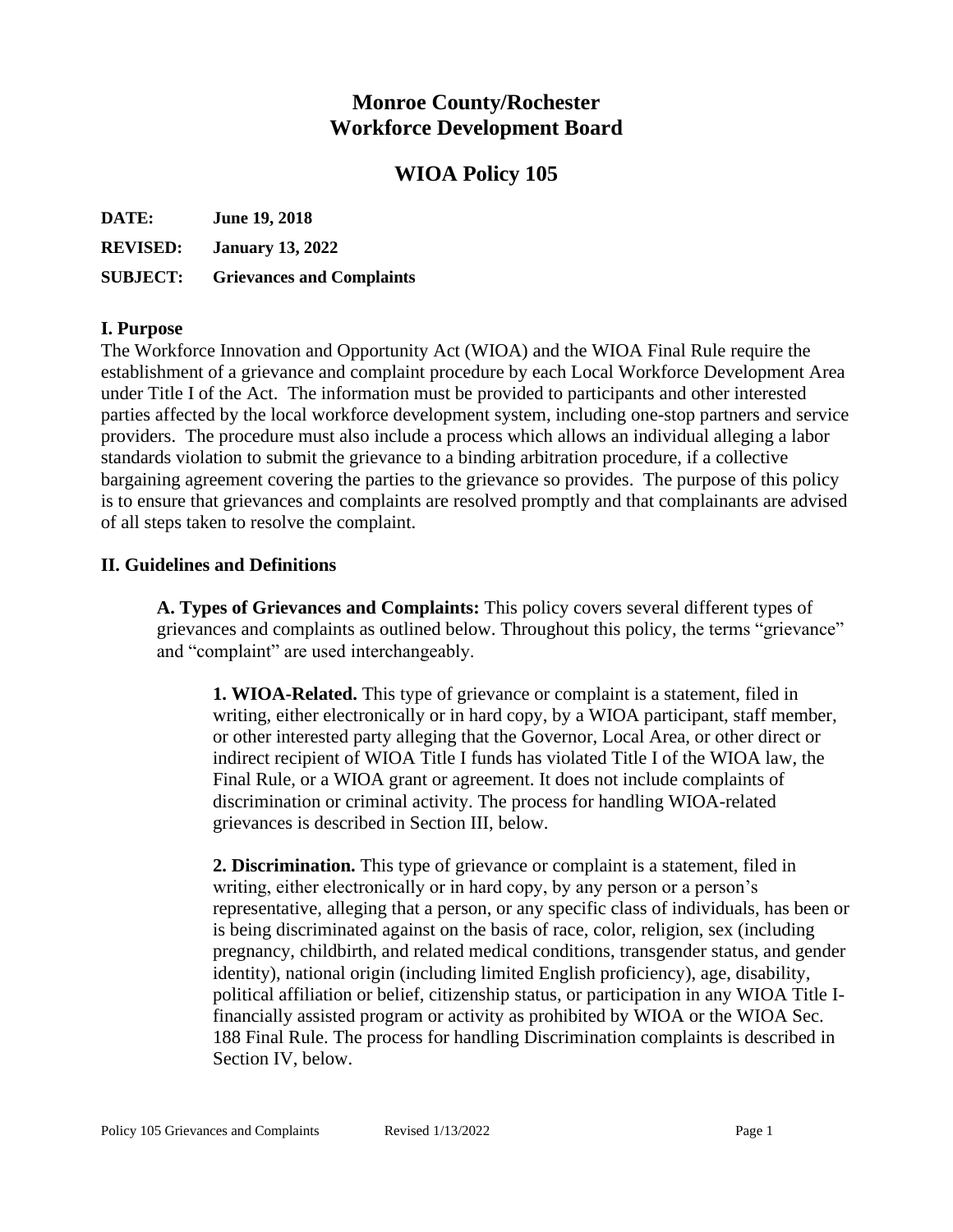# Monroe County/Rochester Workforce Development Board

## WIOA Policy 105

**DATE:** **June 19, 2018**

**REVISED:** **January 13, 2022**

**SUBJECT:** **Grievances and Complaints**

### I. Purpose

The Workforce Innovation and Opportunity Act (WIOA) and the WIOA Final Rule require the establishment of a grievance and complaint procedure by each Local Workforce Development Area under Title I of the Act. The information must be provided to participants and other interested parties affected by the local workforce development system, including one-stop partners and service providers. The procedure must also include a process which allows an individual alleging a labor standards violation to submit the grievance to a binding arbitration procedure, if a collective bargaining agreement covering the parties to the grievance so provides. The purpose of this policy is to ensure that grievances and complaints are resolved promptly and that complainants are advised of all steps taken to resolve the complaint.

### II. Guidelines and Definitions

**A. Types of Grievances and Complaints:** This policy covers several different types of grievances and complaints as outlined below. Throughout this policy, the terms "grievance" and "complaint" are used interchangeably.

**1. WIOA-Related.** This type of grievance or complaint is a statement, filed in writing, either electronically or in hard copy, by a WIOA participant, staff member, or other interested party alleging that the Governor, Local Area, or other direct or indirect recipient of WIOA Title I funds has violated Title I of the WIOA law, the Final Rule, or a WIOA grant or agreement. It does not include complaints of discrimination or criminal activity. The process for handling WIOA-related grievances is described in Section III, below.

**2. Discrimination.** This type of grievance or complaint is a statement, filed in writing, either electronically or in hard copy, by any person or a person's representative, alleging that a person, or any specific class of individuals, has been or is being discriminated against on the basis of race, color, religion, sex (including pregnancy, childbirth, and related medical conditions, transgender status, and gender identity), national origin (including limited English proficiency), age, disability, political affiliation or belief, citizenship status, or participation in any WIOA Title I-financially assisted program or activity as prohibited by WIOA or the WIOA Sec. 188 Final Rule. The process for handling Discrimination complaints is described in Section IV, below.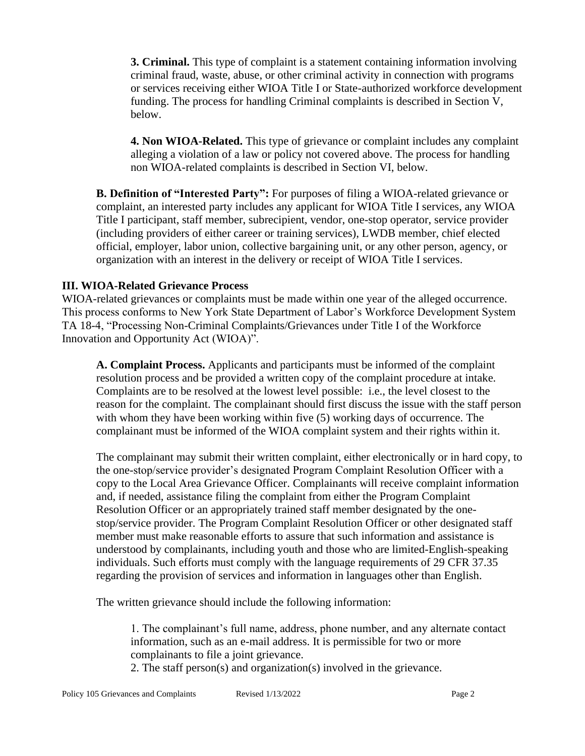**3. Criminal.** This type of complaint is a statement containing information involving criminal fraud, waste, abuse, or other criminal activity in connection with programs or services receiving either WIOA Title I or State-authorized workforce development funding. The process for handling Criminal complaints is described in Section V, below.

**4. Non WIOA-Related.** This type of grievance or complaint includes any complaint alleging a violation of a law or policy not covered above. The process for handling non WIOA-related complaints is described in Section VI, below.

**B. Definition of "Interested Party":** For purposes of filing a WIOA-related grievance or complaint, an interested party includes any applicant for WIOA Title I services, any WIOA Title I participant, staff member, subrecipient, vendor, one-stop operator, service provider (including providers of either career or training services), LWDB member, chief elected official, employer, labor union, collective bargaining unit, or any other person, agency, or organization with an interest in the delivery or receipt of WIOA Title I services.

## III. WIOA-Related Grievance Process

WIOA-related grievances or complaints must be made within one year of the alleged occurrence. This process conforms to New York State Department of Labor's Workforce Development System TA 18-4, "Processing Non-Criminal Complaints/Grievances under Title I of the Workforce Innovation and Opportunity Act (WIOA)".

**A. Complaint Process.** Applicants and participants must be informed of the complaint resolution process and be provided a written copy of the complaint procedure at intake. Complaints are to be resolved at the lowest level possible: i.e., the level closest to the reason for the complaint. The complainant should first discuss the issue with the staff person with whom they have been working within five (5) working days of occurrence. The complainant must be informed of the WIOA complaint system and their rights within it.

The complainant may submit their written complaint, either electronically or in hard copy, to the one-stop/service provider's designated Program Complaint Resolution Officer with a copy to the Local Area Grievance Officer. Complainants will receive complaint information and, if needed, assistance filing the complaint from either the Program Complaint Resolution Officer or an appropriately trained staff member designated by the one-stop/service provider. The Program Complaint Resolution Officer or other designated staff member must make reasonable efforts to assure that such information and assistance is understood by complainants, including youth and those who are limited-English-speaking individuals. Such efforts must comply with the language requirements of 29 CFR 37.35 regarding the provision of services and information in languages other than English.

The written grievance should include the following information:

1. The complainant's full name, address, phone number, and any alternate contact information, such as an e-mail address. It is permissible for two or more complainants to file a joint grievance.
2. The staff person(s) and organization(s) involved in the grievance.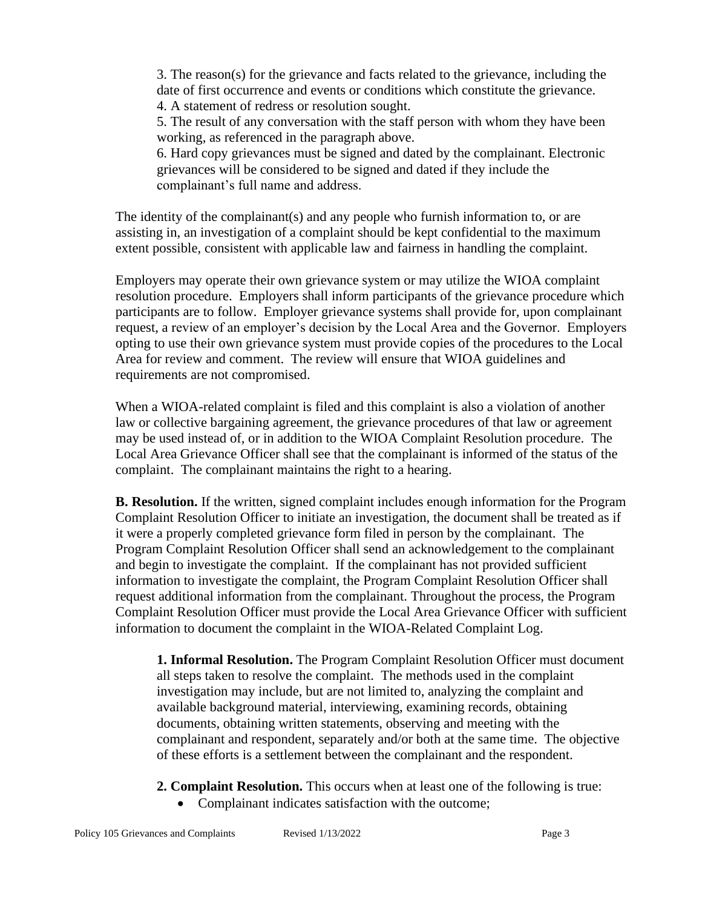3. The reason(s) for the grievance and facts related to the grievance, including the date of first occurrence and events or conditions which constitute the grievance.
4. A statement of redress or resolution sought.
5. The result of any conversation with the staff person with whom they have been working, as referenced in the paragraph above.
6. Hard copy grievances must be signed and dated by the complainant. Electronic grievances will be considered to be signed and dated if they include the complainant's full name and address.

The identity of the complainant(s) and any people who furnish information to, or are assisting in, an investigation of a complaint should be kept confidential to the maximum extent possible, consistent with applicable law and fairness in handling the complaint.

Employers may operate their own grievance system or may utilize the WIOA complaint resolution procedure. Employers shall inform participants of the grievance procedure which participants are to follow. Employer grievance systems shall provide for, upon complainant request, a review of an employer's decision by the Local Area and the Governor. Employers opting to use their own grievance system must provide copies of the procedures to the Local Area for review and comment. The review will ensure that WIOA guidelines and requirements are not compromised.

When a WIOA-related complaint is filed and this complaint is also a violation of another law or collective bargaining agreement, the grievance procedures of that law or agreement may be used instead of, or in addition to the WIOA Complaint Resolution procedure. The Local Area Grievance Officer shall see that the complainant is informed of the status of the complaint. The complainant maintains the right to a hearing.

**B. Resolution.** If the written, signed complaint includes enough information for the Program Complaint Resolution Officer to initiate an investigation, the document shall be treated as if it were a properly completed grievance form filed in person by the complainant. The Program Complaint Resolution Officer shall send an acknowledgement to the complainant and begin to investigate the complaint. If the complainant has not provided sufficient information to investigate the complaint, the Program Complaint Resolution Officer shall request additional information from the complainant. Throughout the process, the Program Complaint Resolution Officer must provide the Local Area Grievance Officer with sufficient information to document the complaint in the WIOA-Related Complaint Log.

**1. Informal Resolution.** The Program Complaint Resolution Officer must document all steps taken to resolve the complaint. The methods used in the complaint investigation may include, but are not limited to, analyzing the complaint and available background material, interviewing, examining records, obtaining documents, obtaining written statements, observing and meeting with the complainant and respondent, separately and/or both at the same time. The objective of these efforts is a settlement between the complainant and the respondent.

**2. Complaint Resolution.** This occurs when at least one of the following is true:

- Complainant indicates satisfaction with the outcome;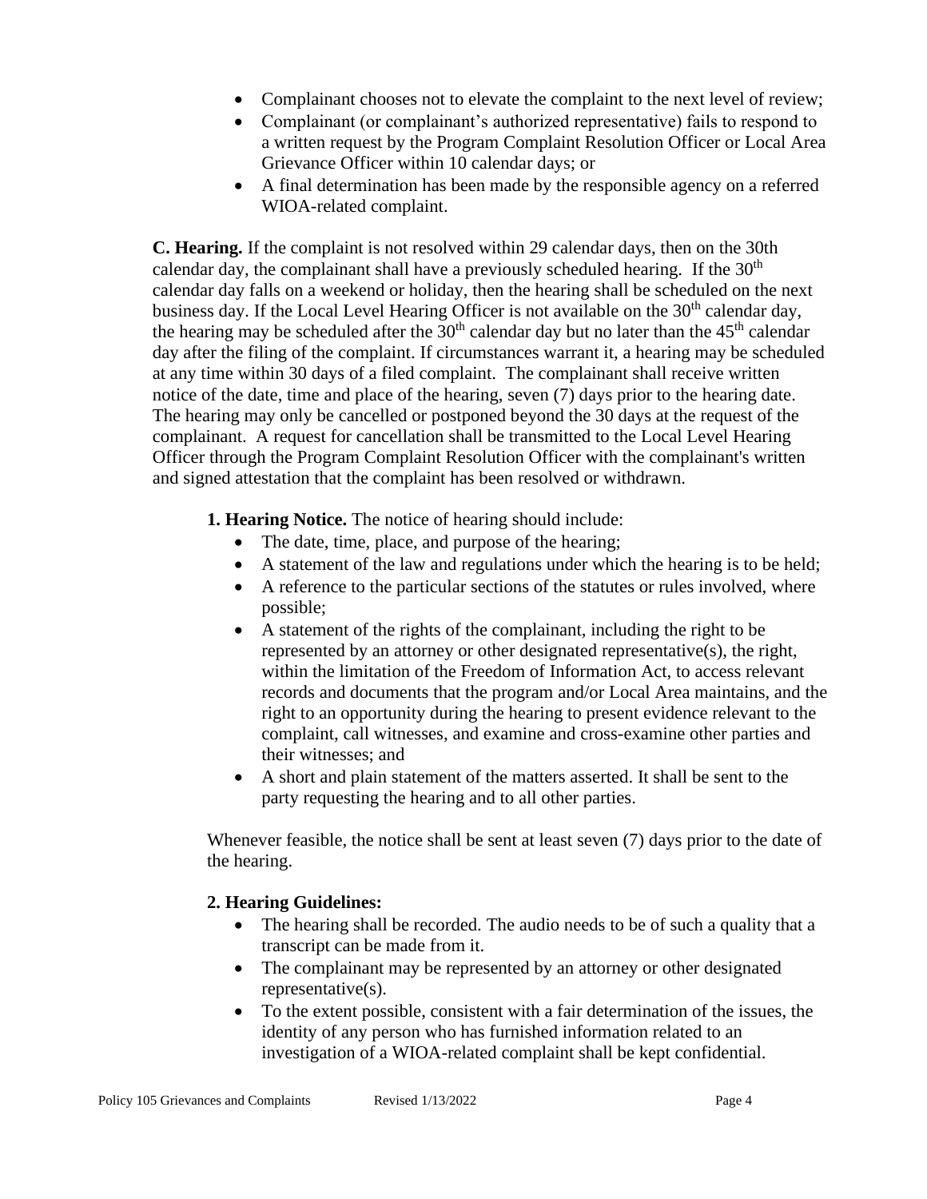- Complainant chooses not to elevate the complaint to the next level of review;
- Complainant (or complainant's authorized representative) fails to respond to a written request by the Program Complaint Resolution Officer or Local Area Grievance Officer within 10 calendar days; or
- A final determination has been made by the responsible agency on a referred WIOA-related complaint.

**C. Hearing.** If the complaint is not resolved within 29 calendar days, then on the 30th calendar day, the complainant shall have a previously scheduled hearing. If the 30th calendar day falls on a weekend or holiday, then the hearing shall be scheduled on the next business day. If the Local Level Hearing Officer is not available on the 30th calendar day, the hearing may be scheduled after the 30th calendar day but no later than the 45th calendar day after the filing of the complaint. If circumstances warrant it, a hearing may be scheduled at any time within 30 days of a filed complaint. The complainant shall receive written notice of the date, time and place of the hearing, seven (7) days prior to the hearing date. The hearing may only be cancelled or postponed beyond the 30 days at the request of the complainant. A request for cancellation shall be transmitted to the Local Level Hearing Officer through the Program Complaint Resolution Officer with the complainant's written and signed attestation that the complaint has been resolved or withdrawn.

**1. Hearing Notice.** The notice of hearing should include:

- The date, time, place, and purpose of the hearing;
- A statement of the law and regulations under which the hearing is to be held;
- A reference to the particular sections of the statutes or rules involved, where possible;
- A statement of the rights of the complainant, including the right to be represented by an attorney or other designated representative(s), the right, within the limitation of the Freedom of Information Act, to access relevant records and documents that the program and/or Local Area maintains, and the right to an opportunity during the hearing to present evidence relevant to the complaint, call witnesses, and examine and cross-examine other parties and their witnesses; and
- A short and plain statement of the matters asserted. It shall be sent to the party requesting the hearing and to all other parties.

Whenever feasible, the notice shall be sent at least seven (7) days prior to the date of the hearing.

**2. Hearing Guidelines:**

- The hearing shall be recorded. The audio needs to be of such a quality that a transcript can be made from it.
- The complainant may be represented by an attorney or other designated representative(s).
- To the extent possible, consistent with a fair determination of the issues, the identity of any person who has furnished information related to an investigation of a WIOA-related complaint shall be kept confidential.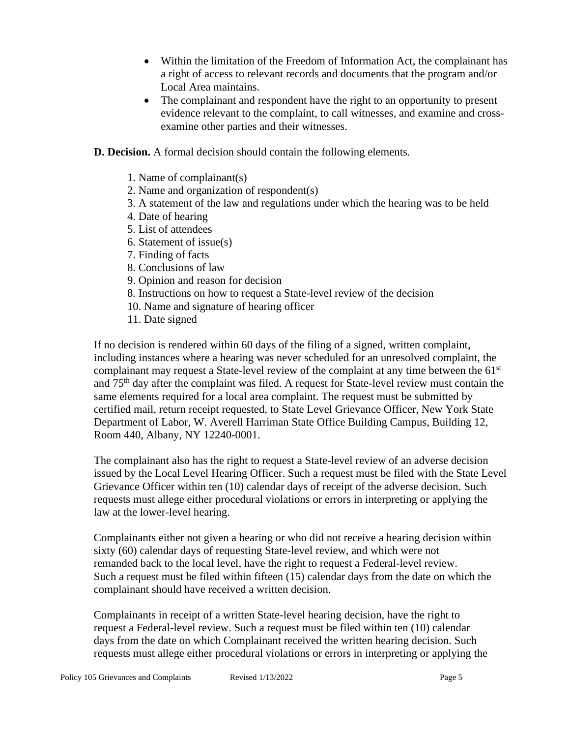- Within the limitation of the Freedom of Information Act, the complainant has a right of access to relevant records and documents that the program and/or Local Area maintains.
- The complainant and respondent have the right to an opportunity to present evidence relevant to the complaint, to call witnesses, and examine and cross-examine other parties and their witnesses.

**D. Decision.** A formal decision should contain the following elements.

1. Name of complainant(s)
2. Name and organization of respondent(s)
3. A statement of the law and regulations under which the hearing was to be held
4. Date of hearing
5. List of attendees
6. Statement of issue(s)
7. Finding of facts
8. Conclusions of law
9. Opinion and reason for decision
8. Instructions on how to request a State-level review of the decision
10. Name and signature of hearing officer
11. Date signed

If no decision is rendered within 60 days of the filing of a signed, written complaint, including instances where a hearing was never scheduled for an unresolved complaint, the complainant may request a State-level review of the complaint at any time between the 61st and 75th day after the complaint was filed. A request for State-level review must contain the same elements required for a local area complaint. The request must be submitted by certified mail, return receipt requested, to State Level Grievance Officer, New York State Department of Labor, W. Averell Harriman State Office Building Campus, Building 12, Room 440, Albany, NY 12240-0001.

The complainant also has the right to request a State-level review of an adverse decision issued by the Local Level Hearing Officer. Such a request must be filed with the State Level Grievance Officer within ten (10) calendar days of receipt of the adverse decision. Such requests must allege either procedural violations or errors in interpreting or applying the law at the lower-level hearing.

Complainants either not given a hearing or who did not receive a hearing decision within sixty (60) calendar days of requesting State-level review, and which were not remanded back to the local level, have the right to request a Federal-level review. Such a request must be filed within fifteen (15) calendar days from the date on which the complainant should have received a written decision.

Complainants in receipt of a written State-level hearing decision, have the right to request a Federal-level review. Such a request must be filed within ten (10) calendar days from the date on which Complainant received the written hearing decision. Such requests must allege either procedural violations or errors in interpreting or applying the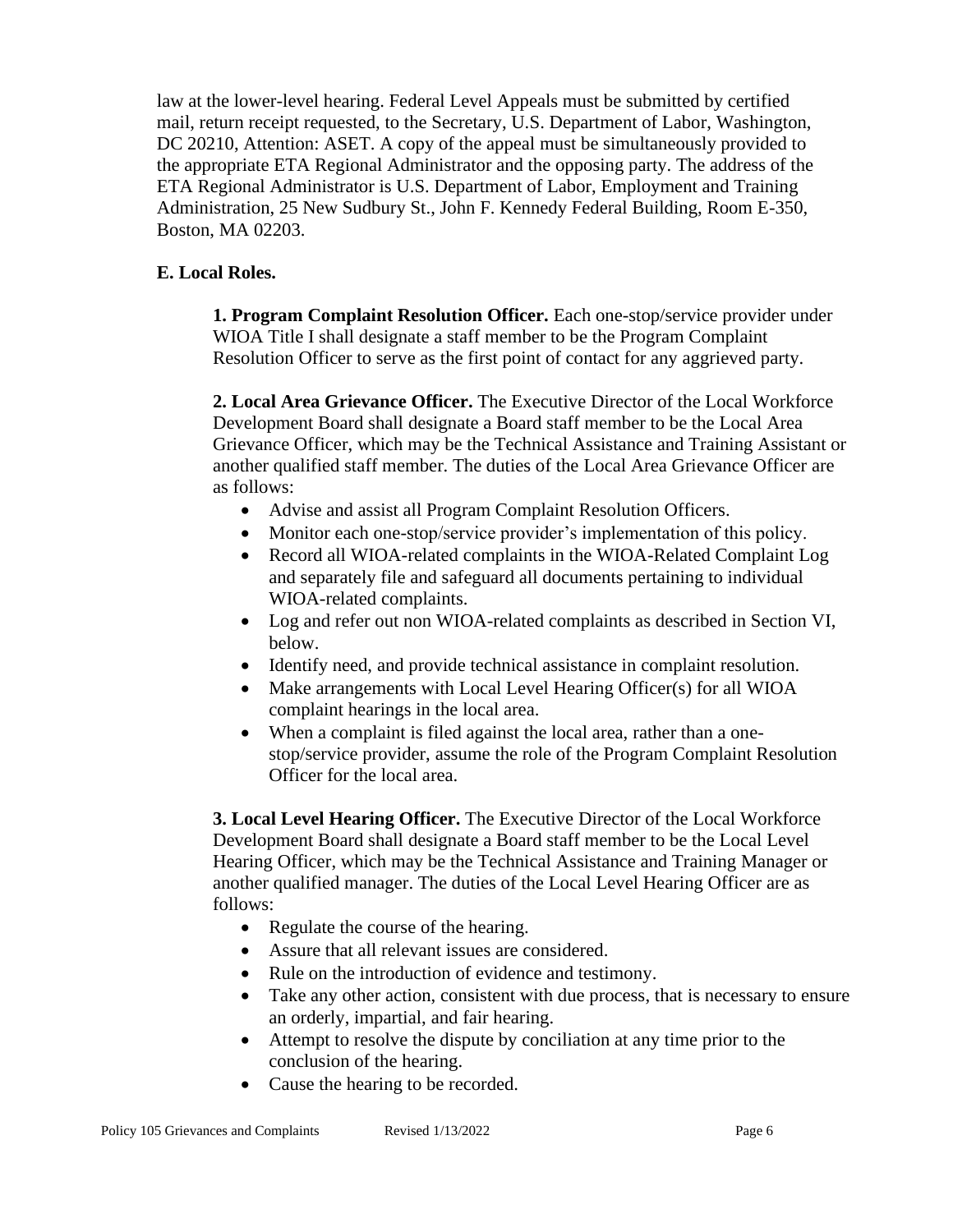law at the lower-level hearing. Federal Level Appeals must be submitted by certified mail, return receipt requested, to the Secretary, U.S. Department of Labor, Washington, DC 20210, Attention: ASET. A copy of the appeal must be simultaneously provided to the appropriate ETA Regional Administrator and the opposing party. The address of the ETA Regional Administrator is U.S. Department of Labor, Employment and Training Administration, 25 New Sudbury St., John F. Kennedy Federal Building, Room E-350, Boston, MA 02203.

**E. Local Roles.**

**1. Program Complaint Resolution Officer.** Each one-stop/service provider under WIOA Title I shall designate a staff member to be the Program Complaint Resolution Officer to serve as the first point of contact for any aggrieved party.

**2. Local Area Grievance Officer.** The Executive Director of the Local Workforce Development Board shall designate a Board staff member to be the Local Area Grievance Officer, which may be the Technical Assistance and Training Assistant or another qualified staff member. The duties of the Local Area Grievance Officer are as follows:

- Advise and assist all Program Complaint Resolution Officers.
- Monitor each one-stop/service provider's implementation of this policy.
- Record all WIOA-related complaints in the WIOA-Related Complaint Log and separately file and safeguard all documents pertaining to individual WIOA-related complaints.
- Log and refer out non WIOA-related complaints as described in Section VI, below.
- Identify need, and provide technical assistance in complaint resolution.
- Make arrangements with Local Level Hearing Officer(s) for all WIOA complaint hearings in the local area.
- When a complaint is filed against the local area, rather than a one-stop/service provider, assume the role of the Program Complaint Resolution Officer for the local area.

**3. Local Level Hearing Officer.** The Executive Director of the Local Workforce Development Board shall designate a Board staff member to be the Local Level Hearing Officer, which may be the Technical Assistance and Training Manager or another qualified manager. The duties of the Local Level Hearing Officer are as follows:

- Regulate the course of the hearing.
- Assure that all relevant issues are considered.
- Rule on the introduction of evidence and testimony.
- Take any other action, consistent with due process, that is necessary to ensure an orderly, impartial, and fair hearing.
- Attempt to resolve the dispute by conciliation at any time prior to the conclusion of the hearing.
- Cause the hearing to be recorded.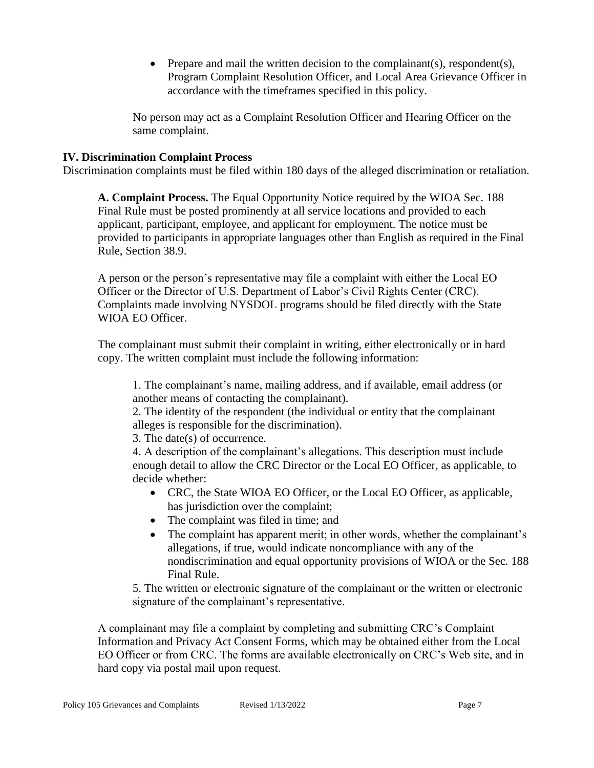- Prepare and mail the written decision to the complainant(s), respondent(s), Program Complaint Resolution Officer, and Local Area Grievance Officer in accordance with the timeframes specified in this policy.

No person may act as a Complaint Resolution Officer and Hearing Officer on the same complaint.

## IV. Discrimination Complaint Process

Discrimination complaints must be filed within 180 days of the alleged discrimination or retaliation.

**A. Complaint Process.** The Equal Opportunity Notice required by the WIOA Sec. 188 Final Rule must be posted prominently at all service locations and provided to each applicant, participant, employee, and applicant for employment. The notice must be provided to participants in appropriate languages other than English as required in the Final Rule, Section 38.9.

A person or the person's representative may file a complaint with either the Local EO Officer or the Director of U.S. Department of Labor's Civil Rights Center (CRC). Complaints made involving NYSDOL programs should be filed directly with the State WIOA EO Officer.

The complainant must submit their complaint in writing, either electronically or in hard copy. The written complaint must include the following information:

1. The complainant's name, mailing address, and if available, email address (or another means of contacting the complainant).
2. The identity of the respondent (the individual or entity that the complainant alleges is responsible for the discrimination).
3. The date(s) of occurrence.
4. A description of the complainant's allegations. This description must include enough detail to allow the CRC Director or the Local EO Officer, as applicable, to decide whether:
   - CRC, the State WIOA EO Officer, or the Local EO Officer, as applicable, has jurisdiction over the complaint;
   - The complaint was filed in time; and
   - The complaint has apparent merit; in other words, whether the complainant's allegations, if true, would indicate noncompliance with any of the nondiscrimination and equal opportunity provisions of WIOA or the Sec. 188 Final Rule.
5. The written or electronic signature of the complainant or the written or electronic signature of the complainant's representative.

A complainant may file a complaint by completing and submitting CRC's Complaint Information and Privacy Act Consent Forms, which may be obtained either from the Local EO Officer or from CRC. The forms are available electronically on CRC's Web site, and in hard copy via postal mail upon request.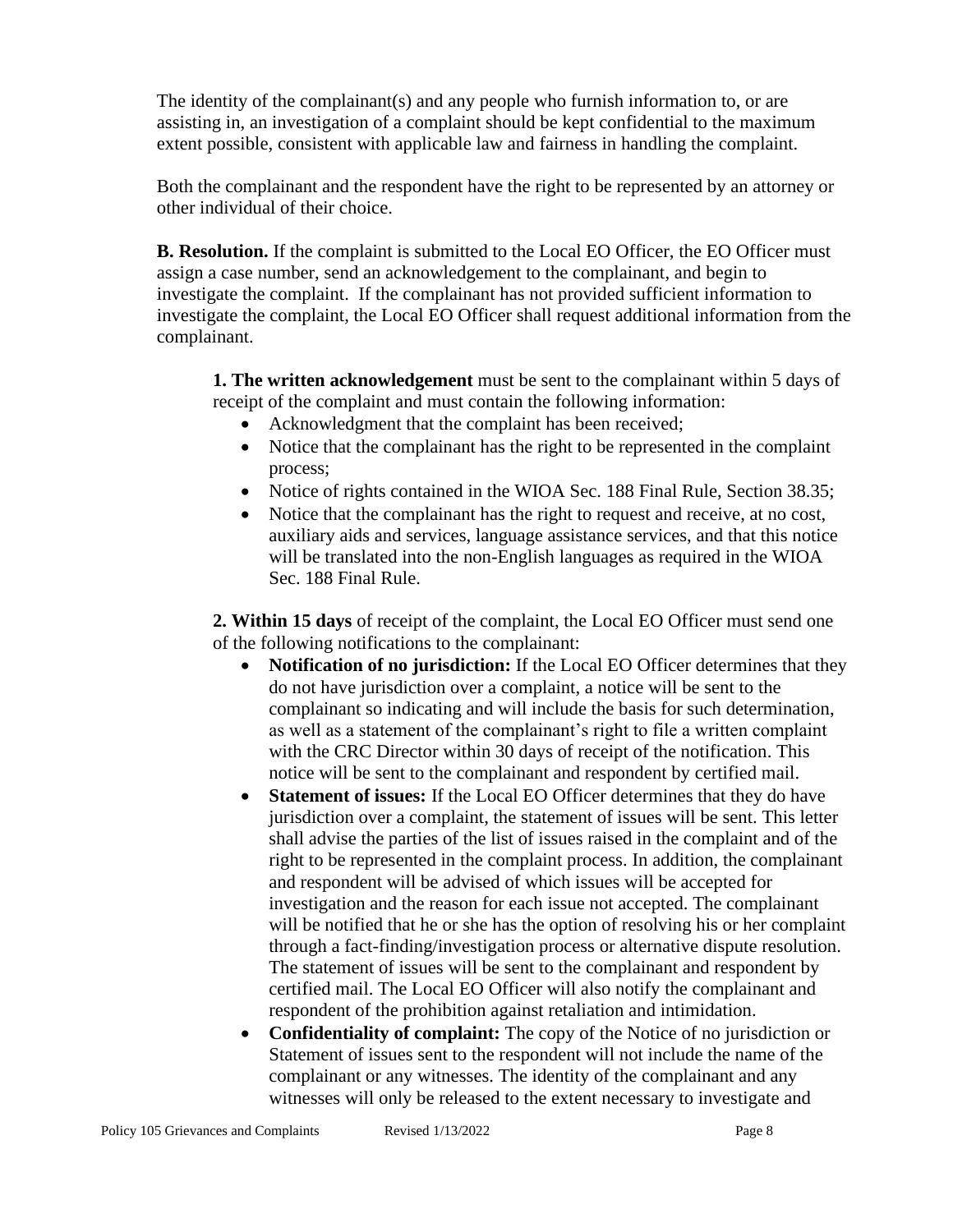The identity of the complainant(s) and any people who furnish information to, or are assisting in, an investigation of a complaint should be kept confidential to the maximum extent possible, consistent with applicable law and fairness in handling the complaint.

Both the complainant and the respondent have the right to be represented by an attorney or other individual of their choice.

**B. Resolution.** If the complaint is submitted to the Local EO Officer, the EO Officer must assign a case number, send an acknowledgement to the complainant, and begin to investigate the complaint. If the complainant has not provided sufficient information to investigate the complaint, the Local EO Officer shall request additional information from the complainant.

**1. The written acknowledgement** must be sent to the complainant within 5 days of receipt of the complaint and must contain the following information:

- Acknowledgment that the complaint has been received;
- Notice that the complainant has the right to be represented in the complaint process;
- Notice of rights contained in the WIOA Sec. 188 Final Rule, Section 38.35;
- Notice that the complainant has the right to request and receive, at no cost, auxiliary aids and services, language assistance services, and that this notice will be translated into the non-English languages as required in the WIOA Sec. 188 Final Rule.

**2. Within 15 days** of receipt of the complaint, the Local EO Officer must send one of the following notifications to the complainant:

- **Notification of no jurisdiction:** If the Local EO Officer determines that they do not have jurisdiction over a complaint, a notice will be sent to the complainant so indicating and will include the basis for such determination, as well as a statement of the complainant's right to file a written complaint with the CRC Director within 30 days of receipt of the notification. This notice will be sent to the complainant and respondent by certified mail.
- **Statement of issues:** If the Local EO Officer determines that they do have jurisdiction over a complaint, the statement of issues will be sent. This letter shall advise the parties of the list of issues raised in the complaint and of the right to be represented in the complaint process. In addition, the complainant and respondent will be advised of which issues will be accepted for investigation and the reason for each issue not accepted. The complainant will be notified that he or she has the option of resolving his or her complaint through a fact-finding/investigation process or alternative dispute resolution. The statement of issues will be sent to the complainant and respondent by certified mail. The Local EO Officer will also notify the complainant and respondent of the prohibition against retaliation and intimidation.
- **Confidentiality of complaint:** The copy of the Notice of no jurisdiction or Statement of issues sent to the respondent will not include the name of the complainant or any witnesses. The identity of the complainant and any witnesses will only be released to the extent necessary to investigate and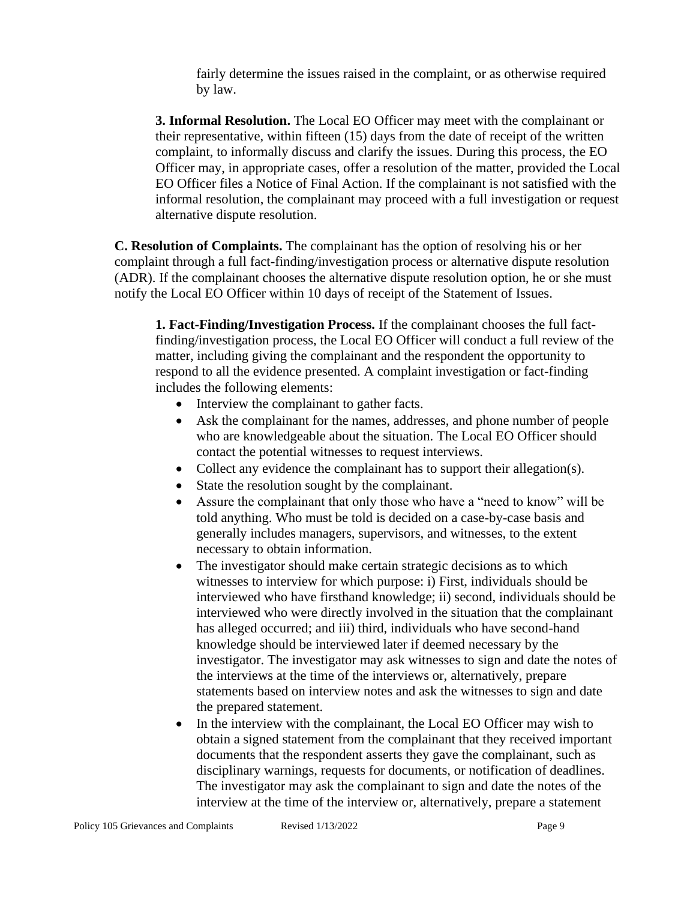fairly determine the issues raised in the complaint, or as otherwise required by law.

**3. Informal Resolution.** The Local EO Officer may meet with the complainant or their representative, within fifteen (15) days from the date of receipt of the written complaint, to informally discuss and clarify the issues. During this process, the EO Officer may, in appropriate cases, offer a resolution of the matter, provided the Local EO Officer files a Notice of Final Action. If the complainant is not satisfied with the informal resolution, the complainant may proceed with a full investigation or request alternative dispute resolution.

**C. Resolution of Complaints.** The complainant has the option of resolving his or her complaint through a full fact-finding/investigation process or alternative dispute resolution (ADR). If the complainant chooses the alternative dispute resolution option, he or she must notify the Local EO Officer within 10 days of receipt of the Statement of Issues.

**1. Fact-Finding/Investigation Process.** If the complainant chooses the full fact-finding/investigation process, the Local EO Officer will conduct a full review of the matter, including giving the complainant and the respondent the opportunity to respond to all the evidence presented. A complaint investigation or fact-finding includes the following elements:

- Interview the complainant to gather facts.
- Ask the complainant for the names, addresses, and phone number of people who are knowledgeable about the situation. The Local EO Officer should contact the potential witnesses to request interviews.
- Collect any evidence the complainant has to support their allegation(s).
- State the resolution sought by the complainant.
- Assure the complainant that only those who have a "need to know" will be told anything. Who must be told is decided on a case-by-case basis and generally includes managers, supervisors, and witnesses, to the extent necessary to obtain information.
- The investigator should make certain strategic decisions as to which witnesses to interview for which purpose: i) First, individuals should be interviewed who have firsthand knowledge; ii) second, individuals should be interviewed who were directly involved in the situation that the complainant has alleged occurred; and iii) third, individuals who have second-hand knowledge should be interviewed later if deemed necessary by the investigator. The investigator may ask witnesses to sign and date the notes of the interviews at the time of the interviews or, alternatively, prepare statements based on interview notes and ask the witnesses to sign and date the prepared statement.
- In the interview with the complainant, the Local EO Officer may wish to obtain a signed statement from the complainant that they received important documents that the respondent asserts they gave the complainant, such as disciplinary warnings, requests for documents, or notification of deadlines. The investigator may ask the complainant to sign and date the notes of the interview at the time of the interview or, alternatively, prepare a statement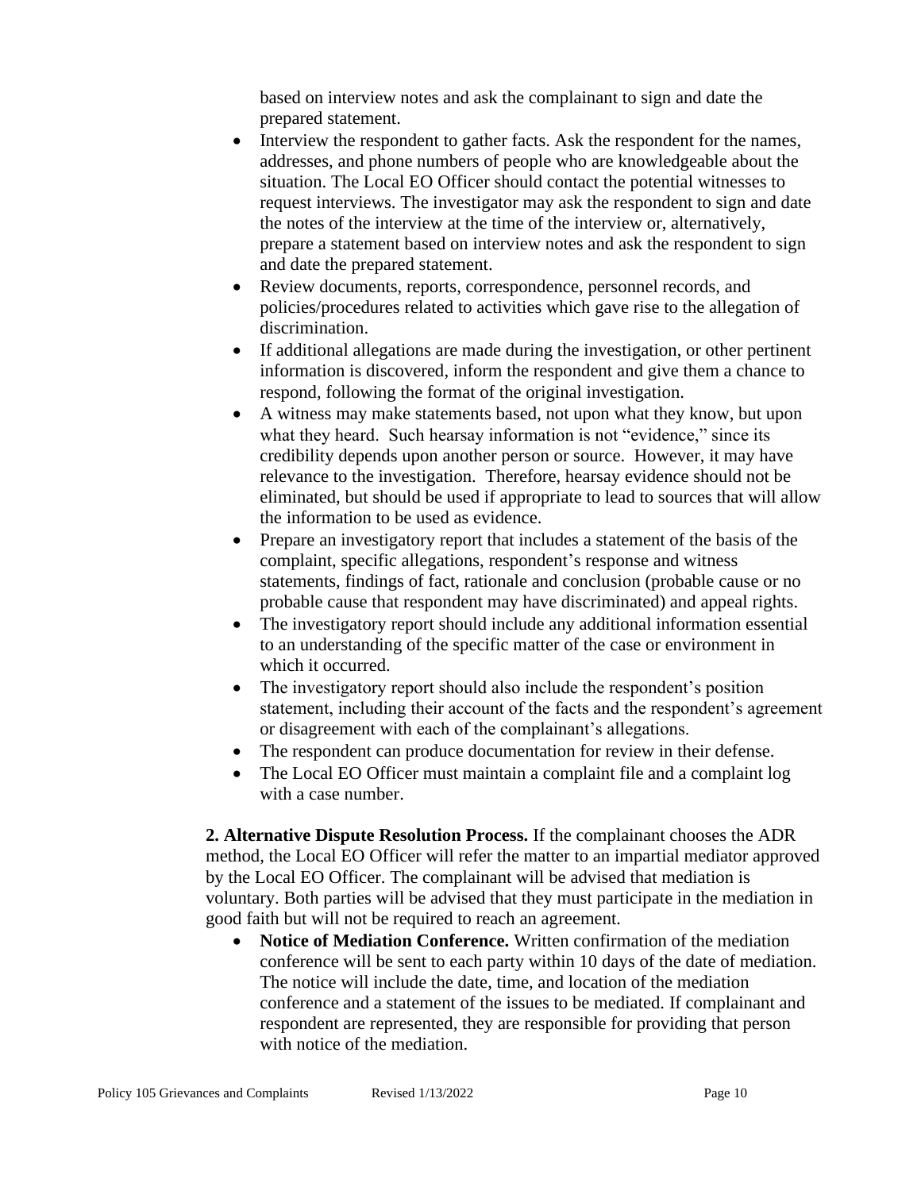based on interview notes and ask the complainant to sign and date the prepared statement.

- Interview the respondent to gather facts. Ask the respondent for the names, addresses, and phone numbers of people who are knowledgeable about the situation. The Local EO Officer should contact the potential witnesses to request interviews. The investigator may ask the respondent to sign and date the notes of the interview at the time of the interview or, alternatively, prepare a statement based on interview notes and ask the respondent to sign and date the prepared statement.
- Review documents, reports, correspondence, personnel records, and policies/procedures related to activities which gave rise to the allegation of discrimination.
- If additional allegations are made during the investigation, or other pertinent information is discovered, inform the respondent and give them a chance to respond, following the format of the original investigation.
- A witness may make statements based, not upon what they know, but upon what they heard. Such hearsay information is not "evidence," since its credibility depends upon another person or source. However, it may have relevance to the investigation. Therefore, hearsay evidence should not be eliminated, but should be used if appropriate to lead to sources that will allow the information to be used as evidence.
- Prepare an investigatory report that includes a statement of the basis of the complaint, specific allegations, respondent's response and witness statements, findings of fact, rationale and conclusion (probable cause or no probable cause that respondent may have discriminated) and appeal rights.
- The investigatory report should include any additional information essential to an understanding of the specific matter of the case or environment in which it occurred.
- The investigatory report should also include the respondent's position statement, including their account of the facts and the respondent's agreement or disagreement with each of the complainant's allegations.
- The respondent can produce documentation for review in their defense.
- The Local EO Officer must maintain a complaint file and a complaint log with a case number.

**2. Alternative Dispute Resolution Process.** If the complainant chooses the ADR method, the Local EO Officer will refer the matter to an impartial mediator approved by the Local EO Officer. The complainant will be advised that mediation is voluntary. Both parties will be advised that they must participate in the mediation in good faith but will not be required to reach an agreement.

- **Notice of Mediation Conference.** Written confirmation of the mediation conference will be sent to each party within 10 days of the date of mediation. The notice will include the date, time, and location of the mediation conference and a statement of the issues to be mediated. If complainant and respondent are represented, they are responsible for providing that person with notice of the mediation.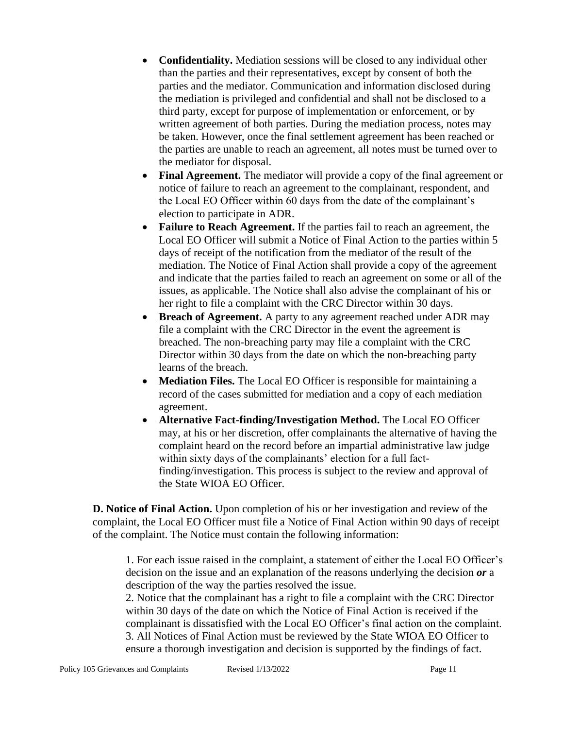- **Confidentiality.** Mediation sessions will be closed to any individual other than the parties and their representatives, except by consent of both the parties and the mediator. Communication and information disclosed during the mediation is privileged and confidential and shall not be disclosed to a third party, except for purpose of implementation or enforcement, or by written agreement of both parties. During the mediation process, notes may be taken. However, once the final settlement agreement has been reached or the parties are unable to reach an agreement, all notes must be turned over to the mediator for disposal.
- **Final Agreement.** The mediator will provide a copy of the final agreement or notice of failure to reach an agreement to the complainant, respondent, and the Local EO Officer within 60 days from the date of the complainant's election to participate in ADR.
- **Failure to Reach Agreement.** If the parties fail to reach an agreement, the Local EO Officer will submit a Notice of Final Action to the parties within 5 days of receipt of the notification from the mediator of the result of the mediation. The Notice of Final Action shall provide a copy of the agreement and indicate that the parties failed to reach an agreement on some or all of the issues, as applicable. The Notice shall also advise the complainant of his or her right to file a complaint with the CRC Director within 30 days.
- **Breach of Agreement.** A party to any agreement reached under ADR may file a complaint with the CRC Director in the event the agreement is breached. The non-breaching party may file a complaint with the CRC Director within 30 days from the date on which the non-breaching party learns of the breach.
- **Mediation Files.** The Local EO Officer is responsible for maintaining a record of the cases submitted for mediation and a copy of each mediation agreement.
- **Alternative Fact-finding/Investigation Method.** The Local EO Officer may, at his or her discretion, offer complainants the alternative of having the complaint heard on the record before an impartial administrative law judge within sixty days of the complainants' election for a full fact-finding/investigation. This process is subject to the review and approval of the State WIOA EO Officer.

**D. Notice of Final Action.** Upon completion of his or her investigation and review of the complaint, the Local EO Officer must file a Notice of Final Action within 90 days of receipt of the complaint. The Notice must contain the following information:

1. For each issue raised in the complaint, a statement of either the Local EO Officer's decision on the issue and an explanation of the reasons underlying the decision ***or*** a description of the way the parties resolved the issue.
2. Notice that the complainant has a right to file a complaint with the CRC Director within 30 days of the date on which the Notice of Final Action is received if the complainant is dissatisfied with the Local EO Officer's final action on the complaint.
3. All Notices of Final Action must be reviewed by the State WIOA EO Officer to ensure a thorough investigation and decision is supported by the findings of fact.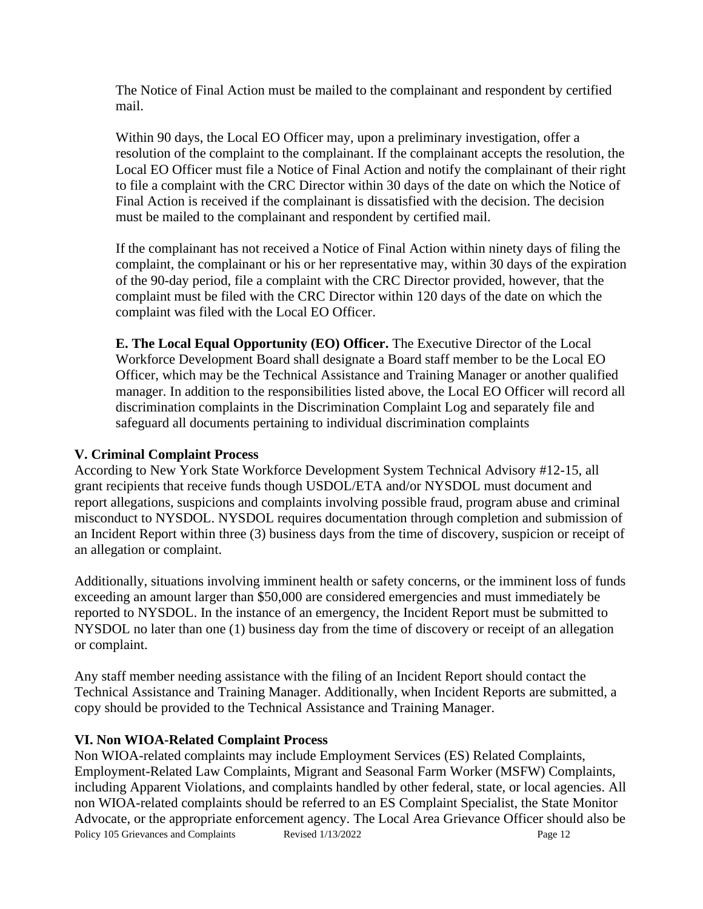The Notice of Final Action must be mailed to the complainant and respondent by certified mail.

Within 90 days, the Local EO Officer may, upon a preliminary investigation, offer a resolution of the complaint to the complainant. If the complainant accepts the resolution, the Local EO Officer must file a Notice of Final Action and notify the complainant of their right to file a complaint with the CRC Director within 30 days of the date on which the Notice of Final Action is received if the complainant is dissatisfied with the decision. The decision must be mailed to the complainant and respondent by certified mail.

If the complainant has not received a Notice of Final Action within ninety days of filing the complaint, the complainant or his or her representative may, within 30 days of the expiration of the 90-day period, file a complaint with the CRC Director provided, however, that the complaint must be filed with the CRC Director within 120 days of the date on which the complaint was filed with the Local EO Officer.

**E. The Local Equal Opportunity (EO) Officer.** The Executive Director of the Local Workforce Development Board shall designate a Board staff member to be the Local EO Officer, which may be the Technical Assistance and Training Manager or another qualified manager. In addition to the responsibilities listed above, the Local EO Officer will record all discrimination complaints in the Discrimination Complaint Log and separately file and safeguard all documents pertaining to individual discrimination complaints

### V. Criminal Complaint Process

According to New York State Workforce Development System Technical Advisory #12-15, all grant recipients that receive funds though USDOL/ETA and/or NYSDOL must document and report allegations, suspicions and complaints involving possible fraud, program abuse and criminal misconduct to NYSDOL. NYSDOL requires documentation through completion and submission of an Incident Report within three (3) business days from the time of discovery, suspicion or receipt of an allegation or complaint.

Additionally, situations involving imminent health or safety concerns, or the imminent loss of funds exceeding an amount larger than $50,000 are considered emergencies and must immediately be reported to NYSDOL. In the instance of an emergency, the Incident Report must be submitted to NYSDOL no later than one (1) business day from the time of discovery or receipt of an allegation or complaint.

Any staff member needing assistance with the filing of an Incident Report should contact the Technical Assistance and Training Manager. Additionally, when Incident Reports are submitted, a copy should be provided to the Technical Assistance and Training Manager.

### VI. Non WIOA-Related Complaint Process

Non WIOA-related complaints may include Employment Services (ES) Related Complaints, Employment-Related Law Complaints, Migrant and Seasonal Farm Worker (MSFW) Complaints, including Apparent Violations, and complaints handled by other federal, state, or local agencies. All non WIOA-related complaints should be referred to an ES Complaint Specialist, the State Monitor Advocate, or the appropriate enforcement agency. The Local Area Grievance Officer should also be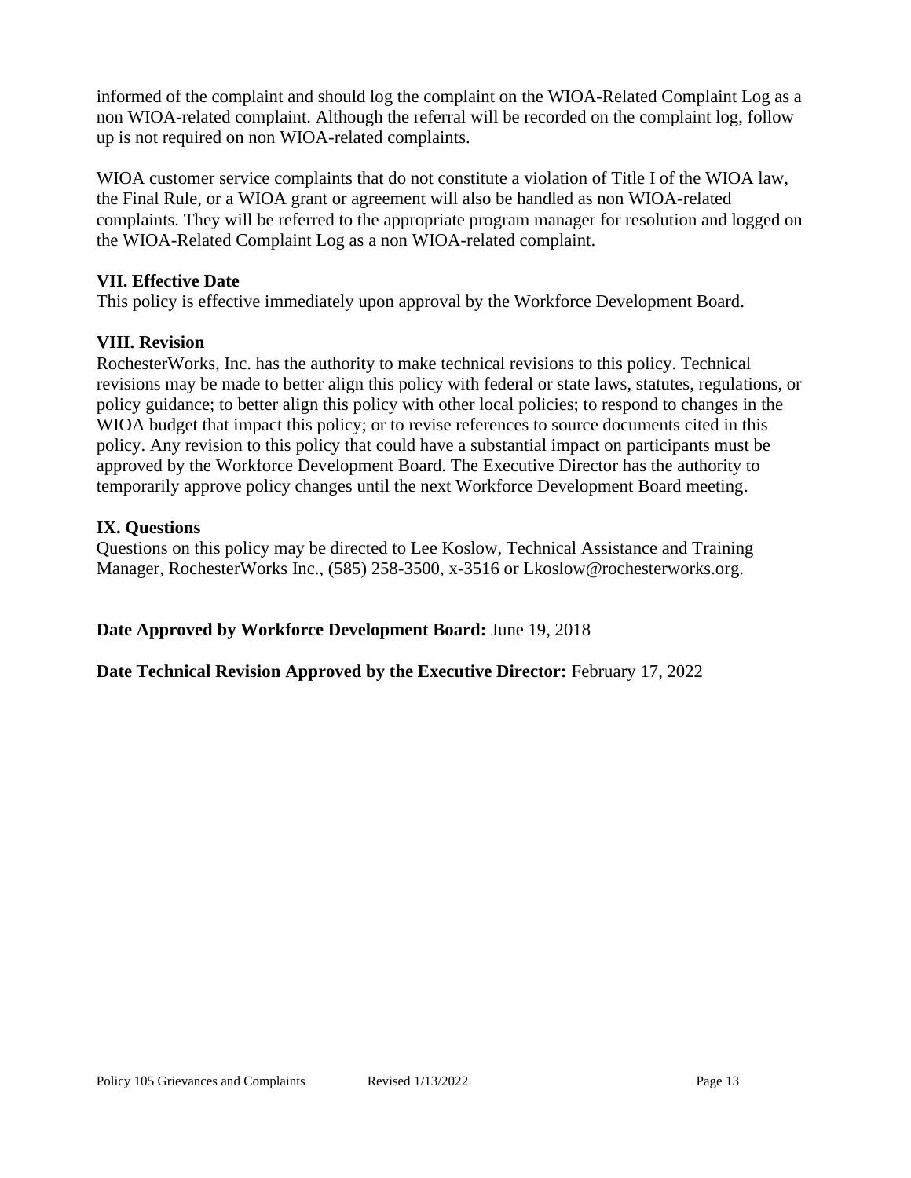informed of the complaint and should log the complaint on the WIOA-Related Complaint Log as a non WIOA-related complaint. Although the referral will be recorded on the complaint log, follow up is not required on non WIOA-related complaints.

WIOA customer service complaints that do not constitute a violation of Title I of the WIOA law, the Final Rule, or a WIOA grant or agreement will also be handled as non WIOA-related complaints. They will be referred to the appropriate program manager for resolution and logged on the WIOA-Related Complaint Log as a non WIOA-related complaint.

**VII. Effective Date**

This policy is effective immediately upon approval by the Workforce Development Board.

**VIII. Revision**

RochesterWorks, Inc. has the authority to make technical revisions to this policy. Technical revisions may be made to better align this policy with federal or state laws, statutes, regulations, or policy guidance; to better align this policy with other local policies; to respond to changes in the WIOA budget that impact this policy; or to revise references to source documents cited in this policy. Any revision to this policy that could have a substantial impact on participants must be approved by the Workforce Development Board. The Executive Director has the authority to temporarily approve policy changes until the next Workforce Development Board meeting.

**IX. Questions**

Questions on this policy may be directed to Lee Koslow, Technical Assistance and Training Manager, RochesterWorks Inc., (585) 258-3500, x-3516 or Lkoslow@rochesterworks.org.

**Date Approved by Workforce Development Board:** June 19, 2018

**Date Technical Revision Approved by the Executive Director:** February 17, 2022